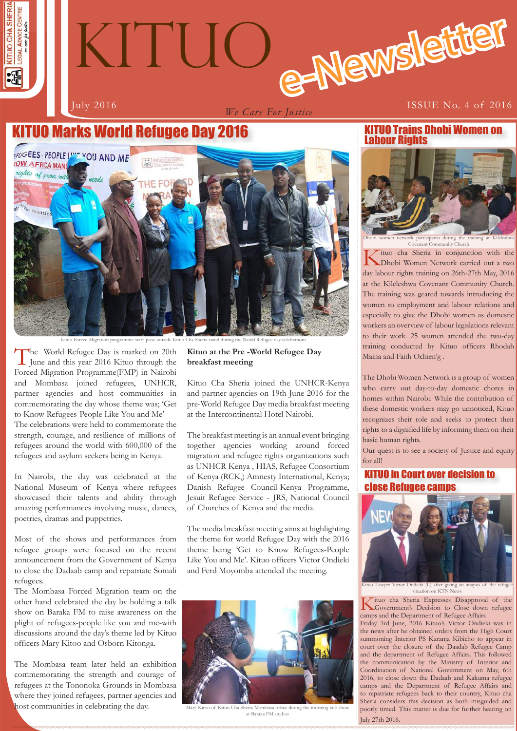# KITUO e-Newsletter

July 2016

*We Care For Justice*

ISSUE No. 4 of 2016

## KITUO Marks World Refugee Day 2016

Kituo Forced Migration programme staff pose outside Kituo Cha Sheria stand during the World Refugee day celebrations

The World Refugee Day is marked on 20th June and this year 2016 Kituo through the Forced Migration Programme(FMP) in Nairobi and Mombasa joined refugees, UNHCR, partner agencies and host communities in commemorating the day whose theme was; 'Get to Know Refugees-People Like You and Me'

The celebrations were held to commemorate the strength, courage, and resilience of millions of refugees around the world with 600,000 of the refugees and asylum seekers being in Kenya.

In Nairobi, the day was celebrated at the National Museum of Kenya where refugees showcased their talents and ability through amazing performances involving music, dances, poetries, dramas and puppetries.

Most of the shows and performances from refugee groups were focused on the recent announcement from the Government of Kenya to close the Dadaab camp and repatriate Somali refugees.

The Mombasa Forced Migration team on the other hand celebrated the day by holding a talk show on Baraka FM to raise awareness on the plight of refugees-people like you and me-with discussions around the day's theme led by Kituo officers Mary Kitoo and Osborn Kitonga.

The Mombasa team later held an exhibition commemorating the strength and courage of refugees at the Tononoka Grounds in Mombasa where they joined refugees, partner agencies and host communities in celebrating the day.

### Kituo at the Pre -World Refugee Day breakfast meeting

Kituo Cha Sheria joined the UNHCR-Kenya and partner agencies on 19th June 2016 for the pre-World Refugee Day media breakfast meeting at the Intercontinental Hotel Nairobi.

The breakfast meeting is an annual event bringing together agencies working around forced migration and refugee rights organizations such as UNHCR Kenya , HIAS, Refugee Consortium of Kenya (RCK,) Amnesty International, Kenya; Danish Refugee Council-Kenya Programme, Jesuit Refugee Service - JRS, National Council of Churches of Kenya and the media.

The media breakfast meeting aims at highlighting the theme for world Refugee Day with the 2016 theme being 'Get to Know Refugees-People Like You and Me'. Kituo officers Victor Ondieki and Ferd Moyomba attended the meeting.

Mary Kitoo of Kituo Cha Sheria Mombasa office during the morning talk show at Baraka FM studios

## KITUO Trains Dhobi Women on Labour Rights

Dhobi women network participants during the training at Kileleshwa Covenant Community Church

Kituo cha Sheria in conjunction with the Dhobi Women Network carried out a two day labour rights training on 26th-27th May, 2016 at the Kileleshwa Covenant Community Church. The training was geared towards introducing the women to employment and labour relations and especially to give the Dhobi women as domestic workers an overview of labour legislations relevant to their work. 25 women attended the two-day training conducted by Kituo officers Rhodah Maina and Faith Ochien'g .

The Dhobi Women Network is a group of women who carry out day-to-day domestic chores in homes within Nairobi. While the contribution of these domestic workers may go unnoticed, Kituo recognizes their role and seeks to protect their rights to a dignified life by informing them on their basic human rights.

Our quest is to see a society of Justice and equity for all!

## KITUO in Court over decision to close Refugee camps

Kituo Lawyer Victor Ondieki (L) after giving an anaysis of the refugee situation on KTN News

Kituo cha Sheria Expresses Disapproval of the Government's Decision to Close down refugee camps and the Department of Refugee Affairs

Friday 3rd June, 2016 Kituo's Victor Ondieki was in the news after he obtained orders from the High Court summoning Interior PS Karanja Kibicho to appear in court over the closure of the Daadab Refugee Camp and the department of Refugee Affairs. This followed the communication by the Ministry of Interior and Coordination of National Government on May, 6th 2016, to close down the Dadaab and Kakuma refugee camps and the Department of Refugee Affairs and to repatriate refugees back to their country, Kituo cha Sheria considers this decision as both misguided and poorly timed. This matter is due for further hearing on July 27th 2016.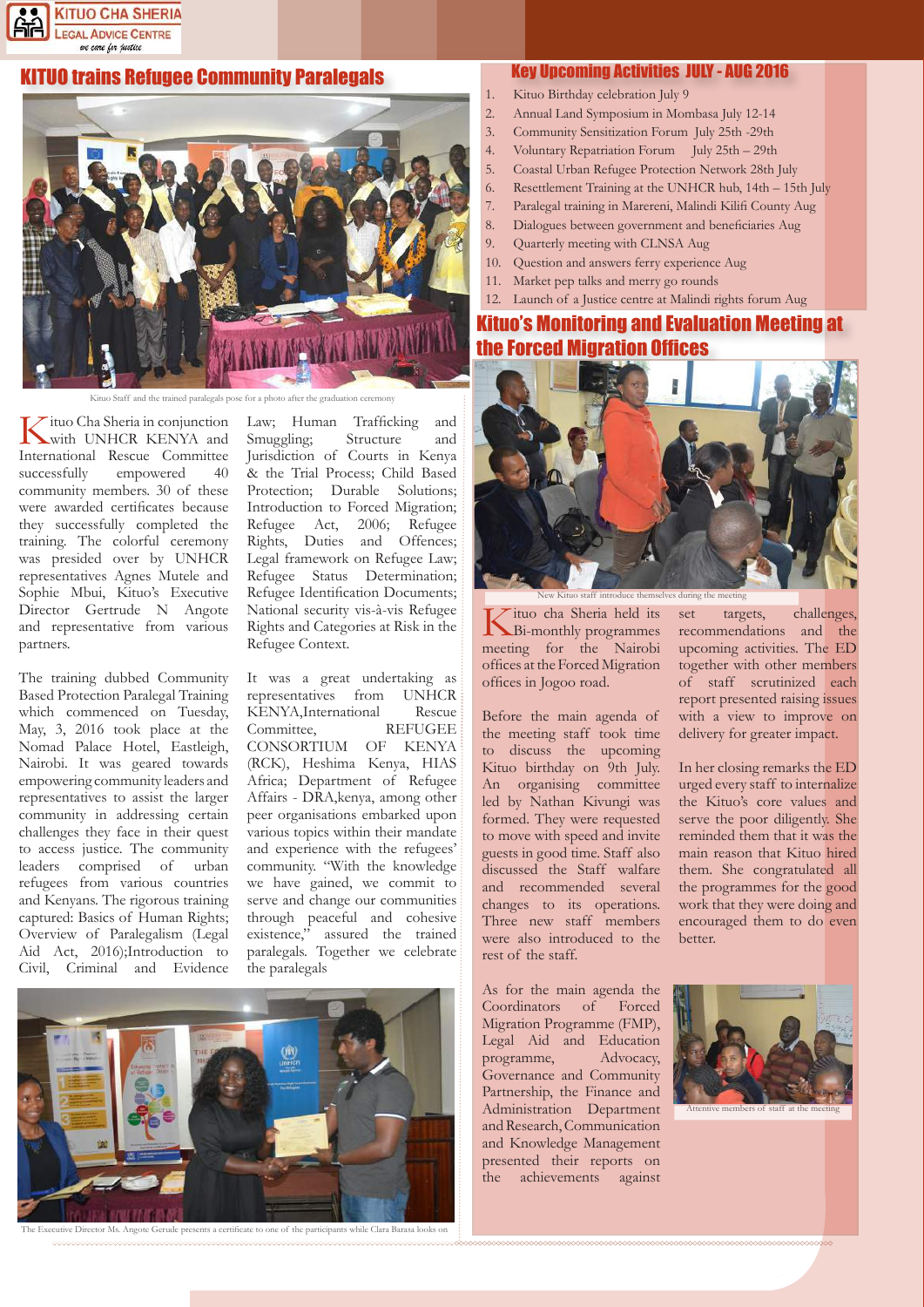# KITUO trains Refugee Community Paralegals

Kituo Staff and the trained paralegals pose for a photo after the graduation ceremony

Kituo Cha Sheria in conjunction with UNHCR KENYA and International Rescue Committee successfully empowered 40 community members. 30 of these were awarded certificates because they successfully completed the training. The colorful ceremony was presided over by UNHCR representatives Agnes Mutele and Sophie Mbui, Kituo's Executive Director Gertrude N Angote and representative from various partners.

The training dubbed Community Based Protection Paralegal Training which commenced on Tuesday, May, 3, 2016 took place at the Nomad Palace Hotel, Eastleigh, Nairobi. It was geared towards empowering community leaders and representatives to assist the larger community in addressing certain challenges they face in their quest to access justice. The community leaders comprised of urban refugees from various countries and Kenyans. The rigorous training captured: Basics of Human Rights; Overview of Paralegalism (Legal Aid Act, 2016);Introduction to Civil, Criminal and Evidence Law; Human Trafficking and Smuggling; Structure and Jurisdiction of Courts in Kenya & the Trial Process; Child Based Protection; Durable Solutions; Introduction to Forced Migration; Refugee Act, 2006; Refugee Rights, Duties and Offences; Legal framework on Refugee Law; Refugee Status Determination; Refugee Identification Documents; National security vis-à-vis Refugee Rights and Categories at Risk in the Refugee Context.

It was a great undertaking as representatives from UNHCR KENYA,International Rescue Committee, REFUGEE CONSORTIUM OF KENYA (RCK), Heshima Kenya, HIAS Africa; Department of Refugee Affairs - DRA,kenya, among other peer organisations embarked upon various topics within their mandate and experience with the refugees' community. "With the knowledge we have gained, we commit to serve and change our communities through peaceful and cohesive existence," assured the trained paralegals. Together we celebrate the paralegals

The Executive Director Ms. Angote Gerude presents a certificate to one of the participants while Clara Barasa looks on

## Key Upcoming Activities JULY - AUG 2016

1. Kituo Birthday celebration July 9
2. Annual Land Symposium in Mombasa July 12-14
3. Community Sensitization Forum July 25th -29th
4. Voluntary Repatriation Forum July 25th – 29th
5. Coastal Urban Refugee Protection Network 28th July
6. Resettlement Training at the UNHCR hub, 14th – 15th July
7. Paralegal training in Marereni, Malindi Kilifi County Aug
8. Dialogues between government and beneficiaries Aug
9. Quarterly meeting with CLNSA Aug
10. Question and answers ferry experience Aug
11. Market pep talks and merry go rounds
12. Launch of a Justice centre at Malindi rights forum Aug

# Kituo's Monitoring and Evaluation Meeting at the Forced Migration Offices

New Kituo staff introduce themselves during the meeting

Kituo cha Sheria held its Bi-monthly programmes meeting for the Nairobi offices at the Forced Migration offices in Jogoo road.

Before the main agenda of the meeting staff took time to discuss the upcoming Kituo birthday on 9th July. An organising committee led by Nathan Kivungi was formed. They were requested to move with speed and invite guests in good time. Staff also discussed the Staff walfare and recommended several changes to its operations. Three new staff members were also introduced to the rest of the staff.

As for the main agenda the Coordinators of Forced Migration Programme (FMP), Legal Aid and Education programme, Advocacy, Governance and Community Partnership, the Finance and Administration Department and Research, Communication and Knowledge Management presented their reports on the achievements against set targets, challenges, recommendations and the upcoming activities. The ED together with other members of staff scrutinized each report presented raising issues with a view to improve on delivery for greater impact.

In her closing remarks the ED urged every staff to internalize the Kituo's core values and serve the poor diligently. She reminded them that it was the main reason that Kituo hired them. She congratulated all the programmes for the good work that they were doing and encouraged them to do even better.

Attentive members of staff at the meeting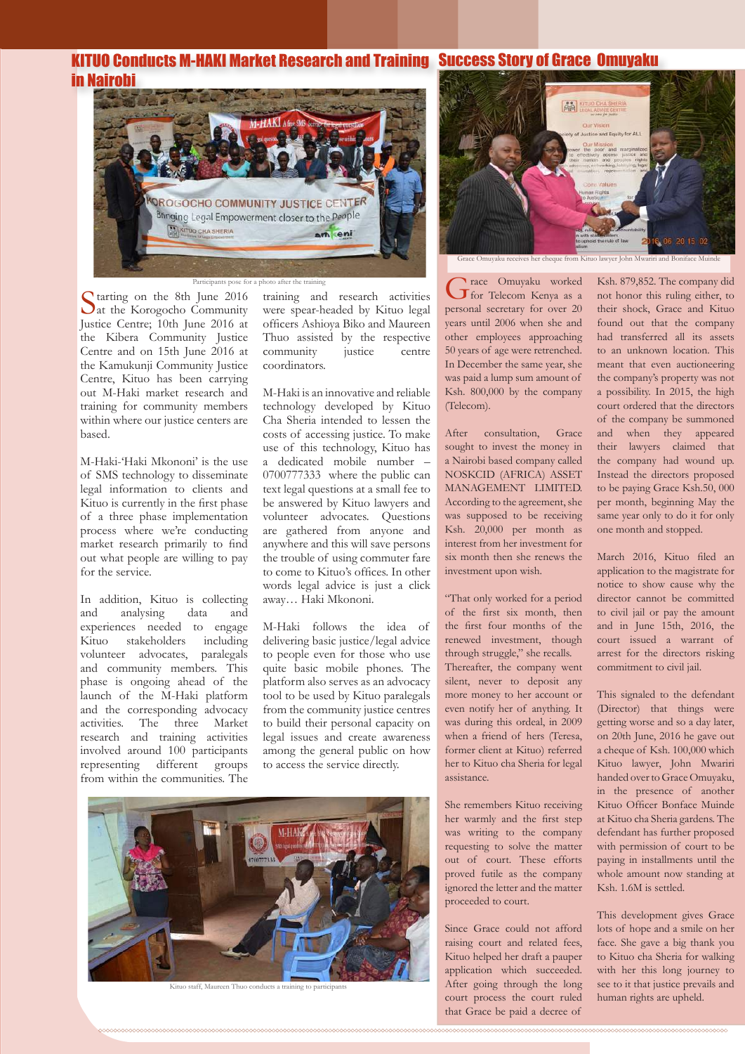## KITUO Conducts M-HAKI Market Research and Training in Nairobi

Participants pose for a photo after the training

Starting on the 8th June 2016 at the Korogocho Community Justice Centre; 10th June 2016 at the Kibera Community Justice Centre and on 15th June 2016 at the Kamukunji Community Justice Centre, Kituo has been carrying out M-Haki market research and training for community members within where our justice centers are based.

M-Haki-'Haki Mkononi' is the use of SMS technology to disseminate legal information to clients and Kituo is currently in the first phase of a three phase implementation process where we're conducting market research primarily to find out what people are willing to pay for the service.

In addition, Kituo is collecting and analysing data and experiences needed to engage Kituo stakeholders including volunteer advocates, paralegals and community members. This phase is ongoing ahead of the launch of the M-Haki platform and the corresponding advocacy activities. The three Market research and training activities involved around 100 participants representing different groups from within the communities. The training and research activities were spear-headed by Kituo legal officers Ashioya Biko and Maureen Thuo assisted by the respective community justice centre coordinators.

M-Haki is an innovative and reliable technology developed by Kituo Cha Sheria intended to lessen the costs of accessing justice. To make use of this technology, Kituo has a dedicated mobile number – 0700777333 where the public can text legal questions at a small fee to be answered by Kituo lawyers and volunteer advocates. Questions are gathered from anyone and anywhere and this will save persons the trouble of using commuter fare to come to Kituo's offices. In other words legal advice is just a click away… Haki Mkononi.

M-Haki follows the idea of delivering basic justice/legal advice to people even for those who use quite basic mobile phones. The platform also serves as an advocacy tool to be used by Kituo paralegals from the community justice centres to build their personal capacity on legal issues and create awareness among the general public on how to access the service directly.

Kituo staff, Maureen Thuo conducts a training to participants

## Success Story of Grace Omuyaku

Grace Omuyaku receives her cheque from Kituo lawyer John Mwariri and Boniface Muinde

Grace Omuyaku worked for Telecom Kenya as a personal secretary for over 20 years until 2006 when she and other employees approaching 50 years of age were retrenched. In December the same year, she was paid a lump sum amount of Ksh. 800,000 by the company (Telecom).

After consultation, Grace sought to invest the money in a Nairobi based company called NOSKCID (AFRICA) ASSET MANAGEMENT LIMITED. According to the agreement, she was supposed to be receiving Ksh. 20,000 per month as interest from her investment for six month then she renews the investment upon wish.

"That only worked for a period of the first six month, then the first four months of the renewed investment, though through struggle," she recalls. Thereafter, the company went silent, never to deposit any more money to her account or even notify her of anything. It was during this ordeal, in 2009 when a friend of hers (Teresa, former client at Kituo) referred her to Kituo cha Sheria for legal assistance.

She remembers Kituo receiving her warmly and the first step was writing to the company requesting to solve the matter out of court. These efforts proved futile as the company ignored the letter and the matter proceeded to court.

Since Grace could not afford raising court and related fees, Kituo helped her draft a pauper application which succeeded. After going through the long court process the court ruled that Grace be paid a decree of Ksh. 879,852. The company did not honor this ruling either, to their shock, Grace and Kituo found out that the company had transferred all its assets to an unknown location. This meant that even auctioneering the company's property was not a possibility. In 2015, the high court ordered that the directors of the company be summoned and when they appeared their lawyers claimed that the company had wound up. Instead the directors proposed to be paying Grace Ksh.50, 000 per month, beginning May the same year only to do it for only one month and stopped.

March 2016, Kituo filed an application to the magistrate for notice to show cause why the director cannot be committed to civil jail or pay the amount and in June 15th, 2016, the court issued a warrant of arrest for the directors risking commitment to civil jail.

This signaled to the defendant (Director) that things were getting worse and so a day later, on 20th June, 2016 he gave out a cheque of Ksh. 100,000 which Kituo lawyer, John Mwariri handed over to Grace Omuyaku, in the presence of another Kituo Officer Bonface Muinde at Kituo cha Sheria gardens. The defendant has further proposed with permission of court to be paying in installments until the whole amount now standing at Ksh. 1.6M is settled.

This development gives Grace lots of hope and a smile on her face. She gave a big thank you to Kituo cha Sheria for walking with her this long journey to see to it that justice prevails and human rights are upheld.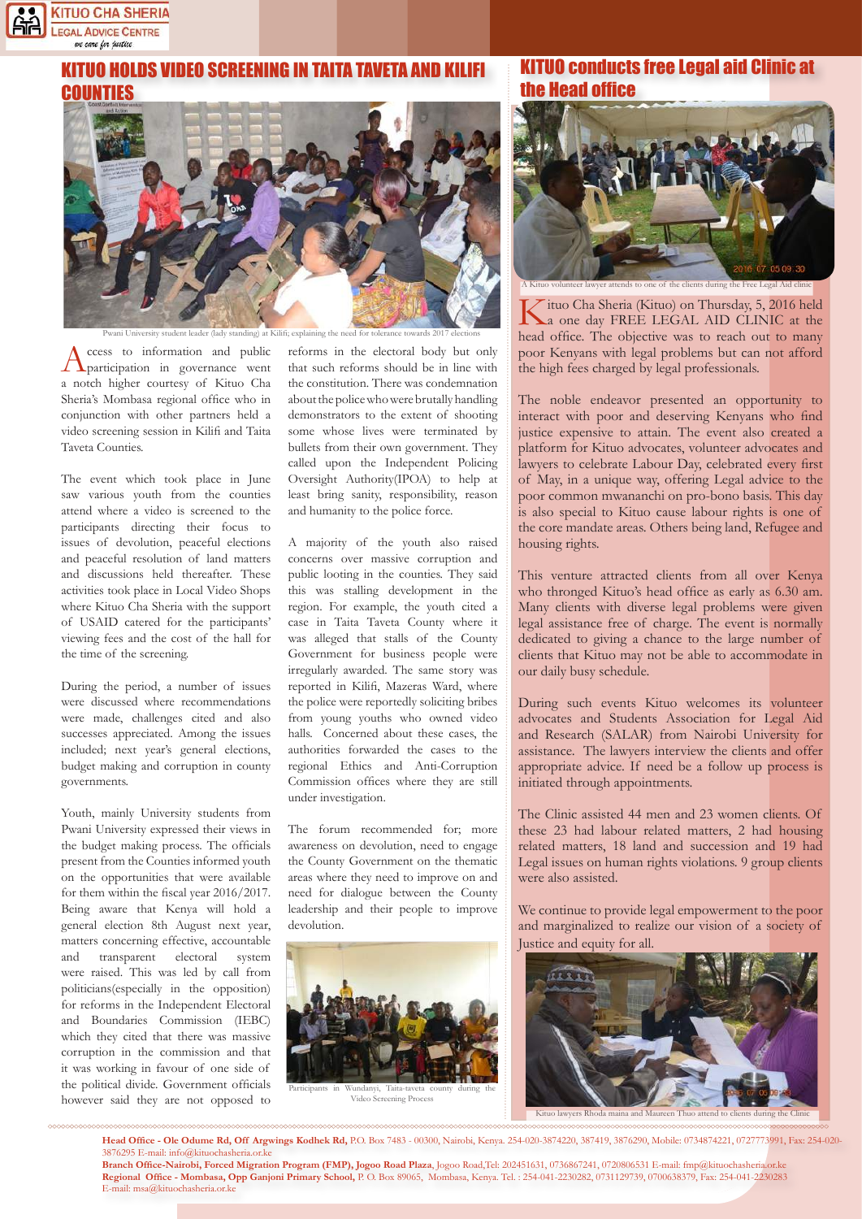KITUO CHA SHERIA
LEGAL ADVICE CENTRE
*we care for justice*

## KITUO HOLDS VIDEO SCREENING IN TAITA TAVETA AND KILIFI COUNTIES

Pwani University student leader (lady standing) at Kilifi; explaining the need for tolerance towards 2017 elections

Access to information and public participation in governance went a notch higher courtesy of Kituo Cha Sheria's Mombasa regional office who in conjunction with other partners held a video screening session in Kilifi and Taita Taveta Counties.

The event which took place in June saw various youth from the counties attend where a video is screened to the participants directing their focus to issues of devolution, peaceful elections and peaceful resolution of land matters and discussions held thereafter. These activities took place in Local Video Shops where Kituo Cha Sheria with the support of USAID catered for the participants' viewing fees and the cost of the hall for the time of the screening.

During the period, a number of issues were discussed where recommendations were made, challenges cited and also successes appreciated. Among the issues included; next year's general elections, budget making and corruption in county governments.

Youth, mainly University students from Pwani University expressed their views in the budget making process. The officials present from the Counties informed youth on the opportunities that were available for them within the fiscal year 2016/2017. Being aware that Kenya will hold a general election 8th August next year, matters concerning effective, accountable and transparent electoral system were raised. This was led by call from politicians(especially in the opposition) for reforms in the Independent Electoral and Boundaries Commission (IEBC) which they cited that there was massive corruption in the commission and that it was working in favour of one side of the political divide. Government officials however said they are not opposed to reforms in the electoral body but only that such reforms should be in line with the constitution. There was condemnation about the police who were brutally handling demonstrators to the extent of shooting some whose lives were terminated by bullets from their own government. They called upon the Independent Policing Oversight Authority(IPOA) to help at least bring sanity, responsibility, reason and humanity to the police force.

A majority of the youth also raised concerns over massive corruption and public looting in the counties. They said this was stalling development in the region. For example, the youth cited a case in Taita Taveta County where it was alleged that stalls of the County Government for business people were irregularly awarded. The same story was reported in Kilifi, Mazeras Ward, where the police were reportedly soliciting bribes from young youths who owned video halls. Concerned about these cases, the authorities forwarded the cases to the regional Ethics and Anti-Corruption Commission offices where they are still under investigation.

The forum recommended for; more awareness on devolution, need to engage the County Government on the thematic areas where they need to improve on and need for dialogue between the County leadership and their people to improve devolution.

Participants in Wundanyi, Taita-taveta county during the Video Screening Process

## KITUO conducts free Legal aid Clinic at the Head office

A Kituo volunteer lawyer attends to one of the clients during the Free Legal Aid clinic

Kituo Cha Sheria (Kituo) on Thursday, 5, 2016 held a one day FREE LEGAL AID CLINIC at the head office. The objective was to reach out to many poor Kenyans with legal problems but can not afford the high fees charged by legal professionals.

The noble endeavor presented an opportunity to interact with poor and deserving Kenyans who find justice expensive to attain. The event also created a platform for Kituo advocates, volunteer advocates and lawyers to celebrate Labour Day, celebrated every first of May, in a unique way, offering Legal advice to the poor common mwananchi on pro-bono basis. This day is also special to Kituo cause labour rights is one of the core mandate areas. Others being land, Refugee and housing rights.

This venture attracted clients from all over Kenya who thronged Kituo's head office as early as 6.30 am. Many clients with diverse legal problems were given legal assistance free of charge. The event is normally dedicated to giving a chance to the large number of clients that Kituo may not be able to accommodate in our daily busy schedule.

During such events Kituo welcomes its volunteer advocates and Students Association for Legal Aid and Research (SALAR) from Nairobi University for assistance. The lawyers interview the clients and offer appropriate advice. If need be a follow up process is initiated through appointments.

The Clinic assisted 44 men and 23 women clients. Of these 23 had labour related matters, 2 had housing related matters, 18 land and succession and 19 had Legal issues on human rights violations. 9 group clients were also assisted.

We continue to provide legal empowerment to the poor and marginalized to realize our vision of a society of Justice and equity for all.

Kituo lawyers Rhoda maina and Maureen Thuo attend to clients during the Clinic

**Head Office - Ole Odume Rd, Off Argwings Kodhek Rd,** P.O. Box 7483 - 00300, Nairobi, Kenya. 254-020-3874220, 387419, 3876290, Mobile: 0734874221, 0727773991, Fax: 254-020-3876295 E-mail: info@kituochasheria.or.ke
**Branch Office-Nairobi, Forced Migration Program (FMP), Jogoo Road Plaza**, Jogoo Road,Tel: 202451631, 0736867241, 0720806531 E-mail: fmp@kituochasheria.or.ke
**Regional Office - Mombasa, Opp Ganjoni Primary School,** P. O. Box 89065, Mombasa, Kenya. Tel. : 254-041-2230282, 0731129739, 0700638379, Fax: 254-041-2230283 E-mail: msa@kituochasheria.or.ke